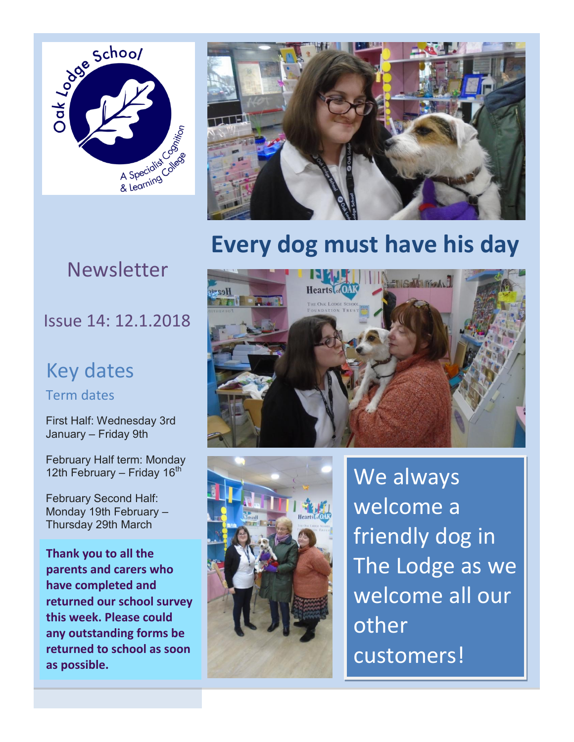Oak Lodge School

A Specialist Cognition & Learning College

# Every dog must have his day

## Newsletter

Issue 14: 12.1.2018

## Key dates

### Term dates

First Half: Wednesday 3rd January – Friday 9th

February Half term: Monday 12th February – Friday 16th

February Second Half: Monday 19th February – Thursday 29th March

**Thank you to all the parents and carers who have completed and returned our school survey this week. Please could any outstanding forms be returned to school as soon as possible.**

We always welcome a friendly dog in The Lodge as we welcome all our other customers!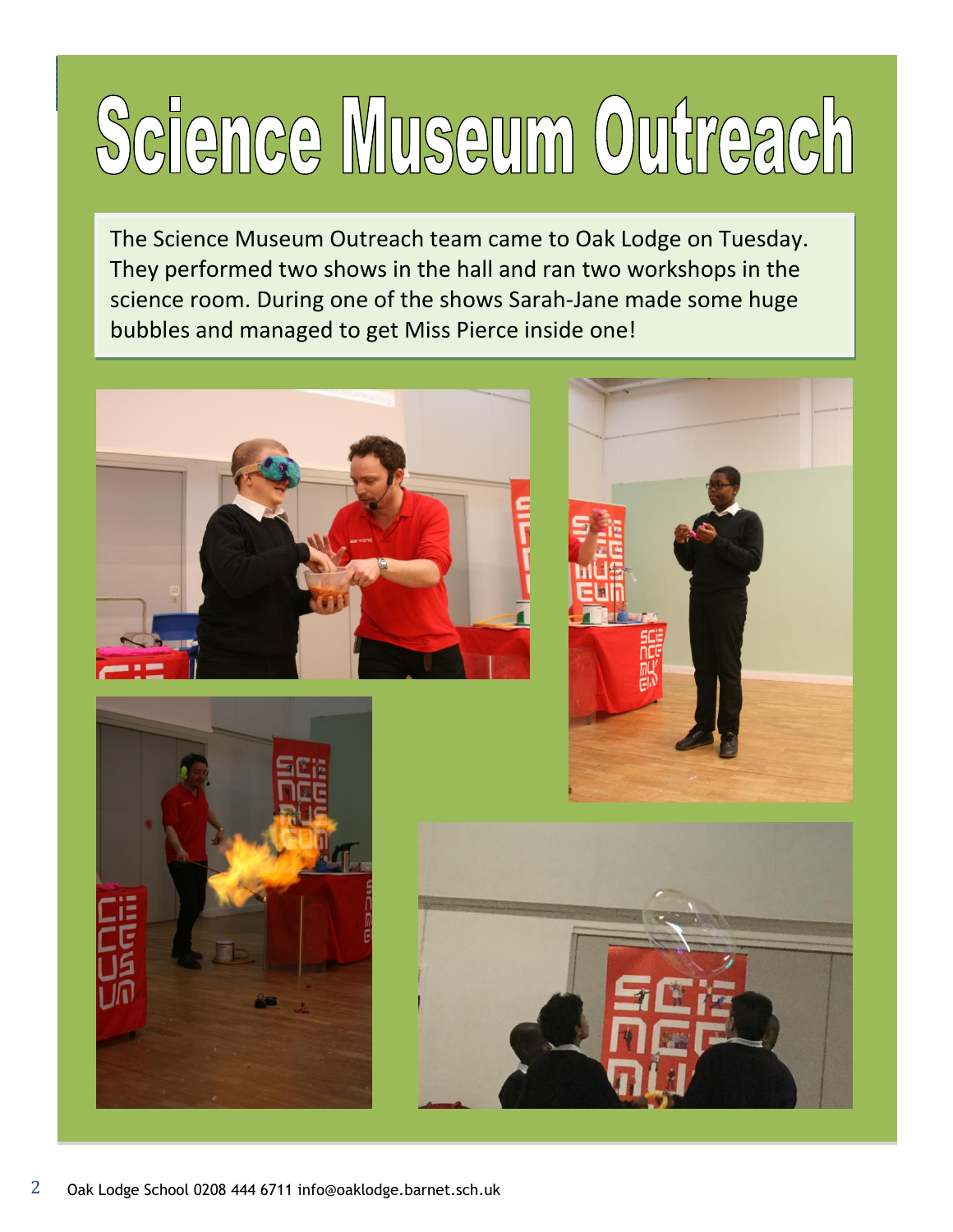# Science Museum Outreach

The Science Museum Outreach team came to Oak Lodge on Tuesday. They performed two shows in the hall and ran two workshops in the science room. During one of the shows Sarah-Jane made some huge bubbles and managed to get Miss Pierce inside one!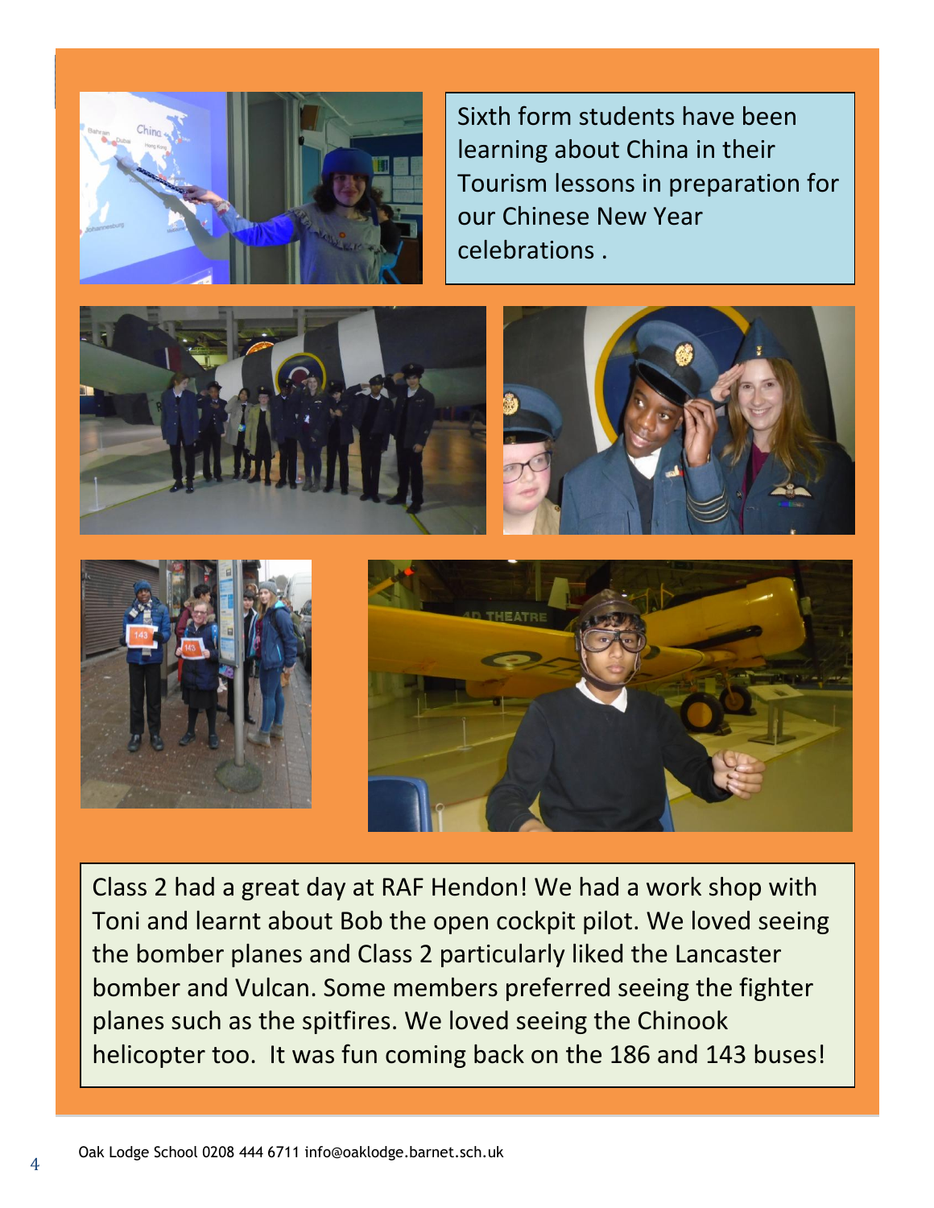Sixth form students have been learning about China in their Tourism lessons in preparation for our Chinese New Year celebrations .

Class 2 had a great day at RAF Hendon! We had a work shop with Toni and learnt about Bob the open cockpit pilot. We loved seeing the bomber planes and Class 2 particularly liked the Lancaster bomber and Vulcan. Some members preferred seeing the fighter planes such as the spitfires. We loved seeing the Chinook helicopter too. It was fun coming back on the 186 and 143 buses!

Oak Lodge School 0208 444 6711 info@oaklodge.barnet.sch.uk